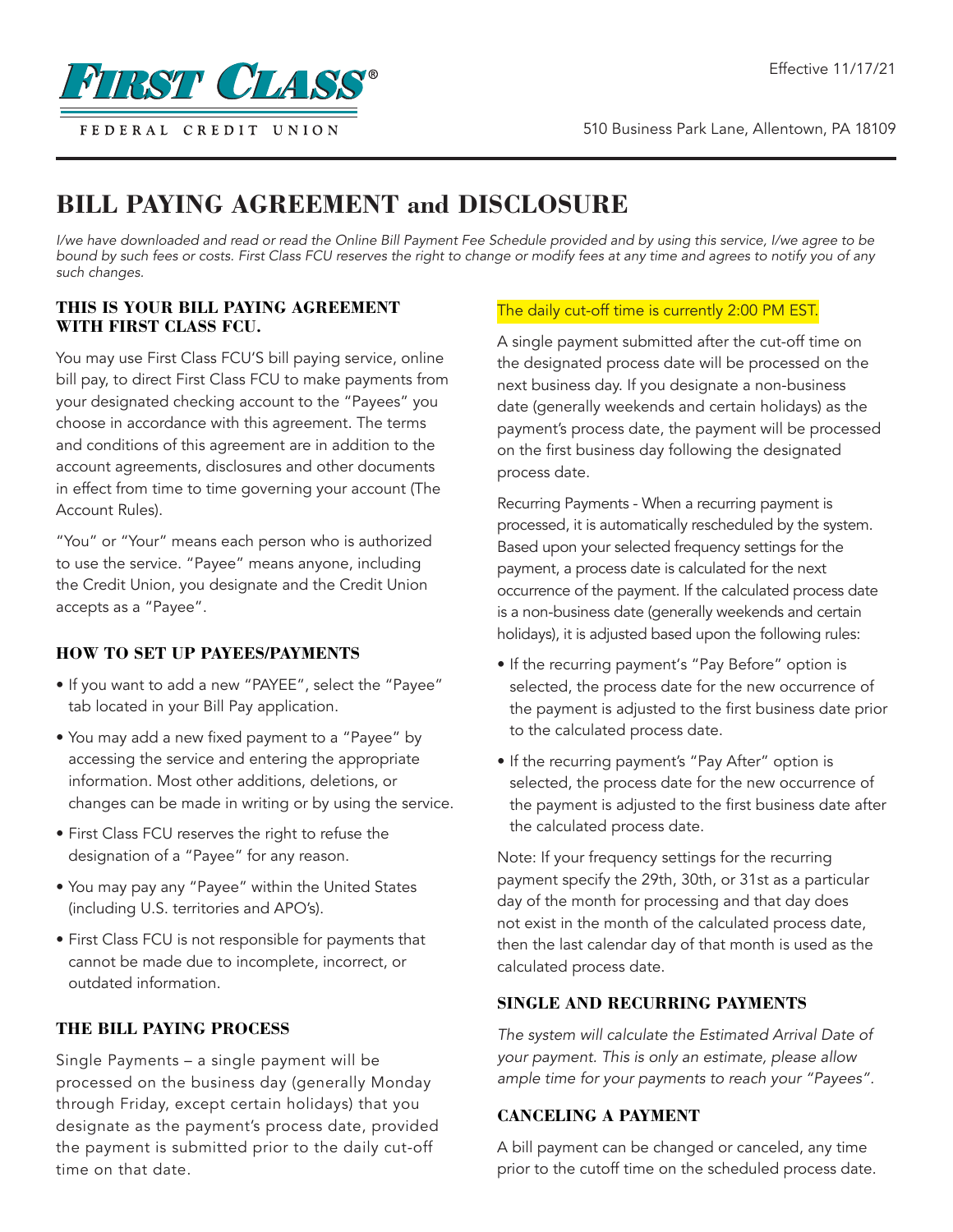FIRST CLASS®

FEDERAL CREDIT UNION

Effective 11/17/21

510 Business Park Lane, Allentown, PA 18109

# BILL PAYING AGREEMENT and DISCLOSURE

*I/we have downloaded and read or read the Online Bill Payment Fee Schedule provided and by using this service, I/we agree to be bound by such fees or costs. First Class FCU reserves the right to change or modify fees at any time and agrees to notify you of any such changes.*

## THIS IS YOUR BILL PAYING AGREEMENT WITH FIRST CLASS FCU.

You may use First Class FCU'S bill paying service, online bill pay, to direct First Class FCU to make payments from your designated checking account to the "Payees" you choose in accordance with this agreement. The terms and conditions of this agreement are in addition to the account agreements, disclosures and other documents in effect from time to time governing your account (The Account Rules).

"You" or "Your" means each person who is authorized to use the service. "Payee" means anyone, including the Credit Union, you designate and the Credit Union accepts as a "Payee".

## HOW TO SET UP PAYEES/PAYMENTS

- If you want to add a new "PAYEE", select the "Payee" tab located in your Bill Pay application.
- You may add a new fixed payment to a "Payee" by accessing the service and entering the appropriate information. Most other additions, deletions, or changes can be made in writing or by using the service.
- First Class FCU reserves the right to refuse the designation of a "Payee" for any reason.
- You may pay any "Payee" within the United States (including U.S. territories and APO's).
- First Class FCU is not responsible for payments that cannot be made due to incomplete, incorrect, or outdated information.

## THE BILL PAYING PROCESS

Single Payments – a single payment will be processed on the business day (generally Monday through Friday, except certain holidays) that you designate as the payment's process date, provided the payment is submitted prior to the daily cut-off time on that date.

The daily cut-off time is currently 2:00 PM EST.

A single payment submitted after the cut-off time on the designated process date will be processed on the next business day. If you designate a non-business date (generally weekends and certain holidays) as the payment's process date, the payment will be processed on the first business day following the designated process date.

Recurring Payments - When a recurring payment is processed, it is automatically rescheduled by the system. Based upon your selected frequency settings for the payment, a process date is calculated for the next occurrence of the payment. If the calculated process date is a non-business date (generally weekends and certain holidays), it is adjusted based upon the following rules:

- If the recurring payment's "Pay Before" option is selected, the process date for the new occurrence of the payment is adjusted to the first business date prior to the calculated process date.
- If the recurring payment's "Pay After" option is selected, the process date for the new occurrence of the payment is adjusted to the first business date after the calculated process date.

Note: If your frequency settings for the recurring payment specify the 29th, 30th, or 31st as a particular day of the month for processing and that day does not exist in the month of the calculated process date, then the last calendar day of that month is used as the calculated process date.

## SINGLE AND RECURRING PAYMENTS

*The system will calculate the Estimated Arrival Date of your payment. This is only an estimate, please allow ample time for your payments to reach your "Payees".*

## CANCELING A PAYMENT

A bill payment can be changed or canceled, any time prior to the cutoff time on the scheduled process date.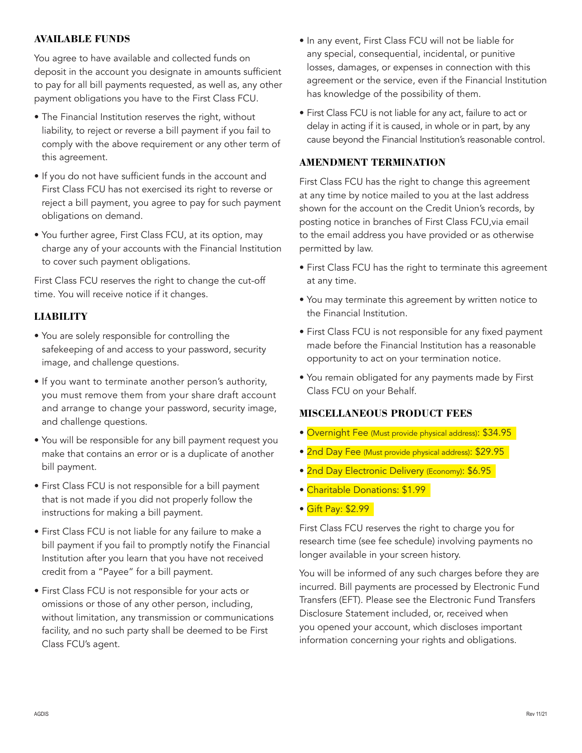## AVAILABLE FUNDS

You agree to have available and collected funds on deposit in the account you designate in amounts sufficient to pay for all bill payments requested, as well as, any other payment obligations you have to the First Class FCU.

- The Financial Institution reserves the right, without liability, to reject or reverse a bill payment if you fail to comply with the above requirement or any other term of this agreement.
- If you do not have sufficient funds in the account and First Class FCU has not exercised its right to reverse or reject a bill payment, you agree to pay for such payment obligations on demand.
- You further agree, First Class FCU, at its option, may charge any of your accounts with the Financial Institution to cover such payment obligations.

First Class FCU reserves the right to change the cut-off time. You will receive notice if it changes.

## LIABILITY

- You are solely responsible for controlling the safekeeping of and access to your password, security image, and challenge questions.
- If you want to terminate another person's authority, you must remove them from your share draft account and arrange to change your password, security image, and challenge questions.
- You will be responsible for any bill payment request you make that contains an error or is a duplicate of another bill payment.
- First Class FCU is not responsible for a bill payment that is not made if you did not properly follow the instructions for making a bill payment.
- First Class FCU is not liable for any failure to make a bill payment if you fail to promptly notify the Financial Institution after you learn that you have not received credit from a "Payee" for a bill payment.
- First Class FCU is not responsible for your acts or omissions or those of any other person, including, without limitation, any transmission or communications facility, and no such party shall be deemed to be First Class FCU's agent.
- In any event, First Class FCU will not be liable for any special, consequential, incidental, or punitive losses, damages, or expenses in connection with this agreement or the service, even if the Financial Institution has knowledge of the possibility of them.
- First Class FCU is not liable for any act, failure to act or delay in acting if it is caused, in whole or in part, by any cause beyond the Financial Institution's reasonable control.

## AMENDMENT TERMINATION

First Class FCU has the right to change this agreement at any time by notice mailed to you at the last address shown for the account on the Credit Union's records, by posting notice in branches of First Class FCU,via email to the email address you have provided or as otherwise permitted by law.

- First Class FCU has the right to terminate this agreement at any time.
- You may terminate this agreement by written notice to the Financial Institution.
- First Class FCU is not responsible for any fixed payment made before the Financial Institution has a reasonable opportunity to act on your termination notice.
- You remain obligated for any payments made by First Class FCU on your Behalf.

## MISCELLANEOUS PRODUCT FEES

- Overnight Fee (Must provide physical address): $34.95
- 2nd Day Fee (Must provide physical address): $29.95
- 2nd Day Electronic Delivery (Economy): $6.95
- Charitable Donations: $1.99
- Gift Pay: $2.99

First Class FCU reserves the right to charge you for research time (see fee schedule) involving payments no longer available in your screen history.

You will be informed of any such charges before they are incurred. Bill payments are processed by Electronic Fund Transfers (EFT). Please see the Electronic Fund Transfers Disclosure Statement included, or, received when you opened your account, which discloses important information concerning your rights and obligations.